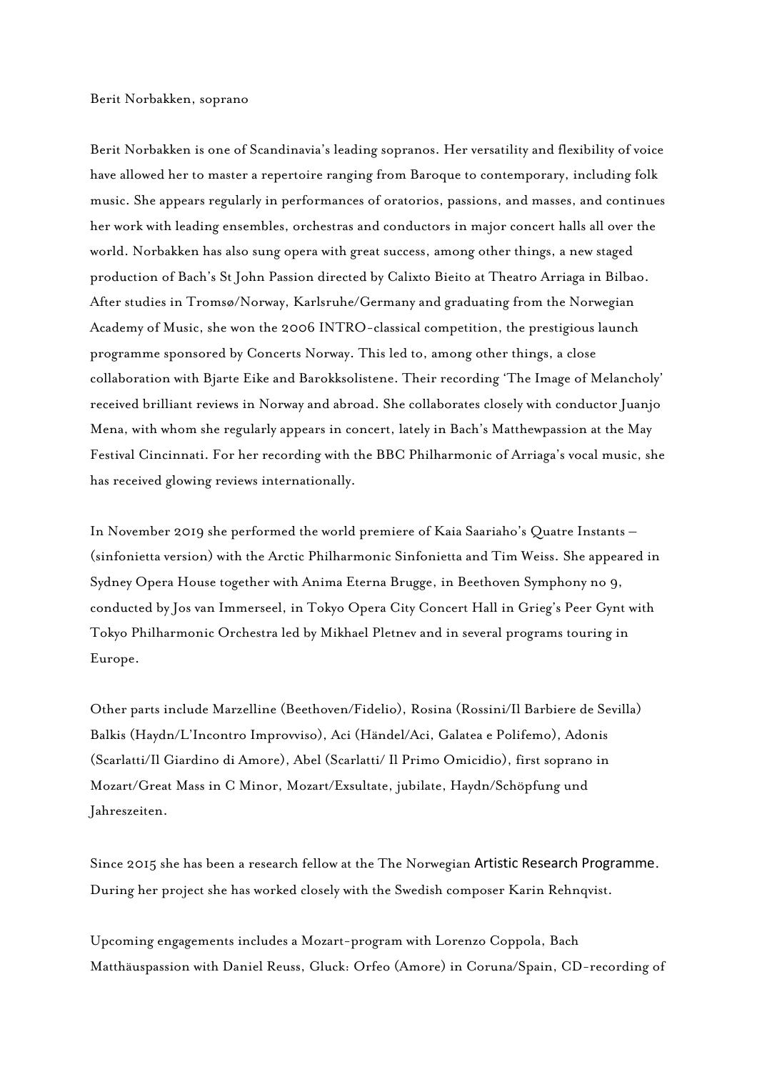Berit Norbakken, soprano

Berit Norbakken is one of Scandinavia's leading sopranos. Her versatility and flexibility of voice have allowed her to master a repertoire ranging from Baroque to contemporary, including folk music. She appears regularly in performances of oratorios, passions, and masses, and continues her work with leading ensembles, orchestras and conductors in major concert halls all over the world. Norbakken has also sung opera with great success, among other things, a new staged production of Bach's St John Passion directed by Calixto Bieito at Theatro Arriaga in Bilbao. After studies in Tromsø/Norway, Karlsruhe/Germany and graduating from the Norwegian Academy of Music, she won the 2006 INTRO-classical competition, the prestigious launch programme sponsored by Concerts Norway. This led to, among other things, a close collaboration with Bjarte Eike and Barokksolistene. Their recording 'The Image of Melancholy' received brilliant reviews in Norway and abroad. She collaborates closely with conductor Juanjo Mena, with whom she regularly appears in concert, lately in Bach's Matthewpassion at the May Festival Cincinnati. For her recording with the BBC Philharmonic of Arriaga's vocal music, she has received glowing reviews internationally.

In November 2019 she performed the world premiere of Kaia Saariaho's Quatre Instants – (sinfonietta version) with the Arctic Philharmonic Sinfonietta and Tim Weiss. She appeared in Sydney Opera House together with Anima Eterna Brugge, in Beethoven Symphony no 9, conducted by Jos van Immerseel, in Tokyo Opera City Concert Hall in Grieg's Peer Gynt with Tokyo Philharmonic Orchestra led by Mikhael Pletnev and in several programs touring in Europe.

Other parts include Marzelline (Beethoven/Fidelio), Rosina (Rossini/Il Barbiere de Sevilla) Balkis (Haydn/L'Incontro Improvviso), Aci (Händel/Aci, Galatea e Polifemo), Adonis (Scarlatti/Il Giardino di Amore), Abel (Scarlatti/ Il Primo Omicidio), first soprano in Mozart/Great Mass in C Minor, Mozart/Exsultate, jubilate, Haydn/Schöpfung und Jahreszeiten.

Since 2015 she has been a research fellow at the The Norwegian Artistic Research Programme. During her project she has worked closely with the Swedish composer Karin Rehnqvist.

Upcoming engagements includes a Mozart-program with Lorenzo Coppola, Bach Matthäuspassion with Daniel Reuss, Gluck: Orfeo (Amore) in Coruna/Spain, CD-recording of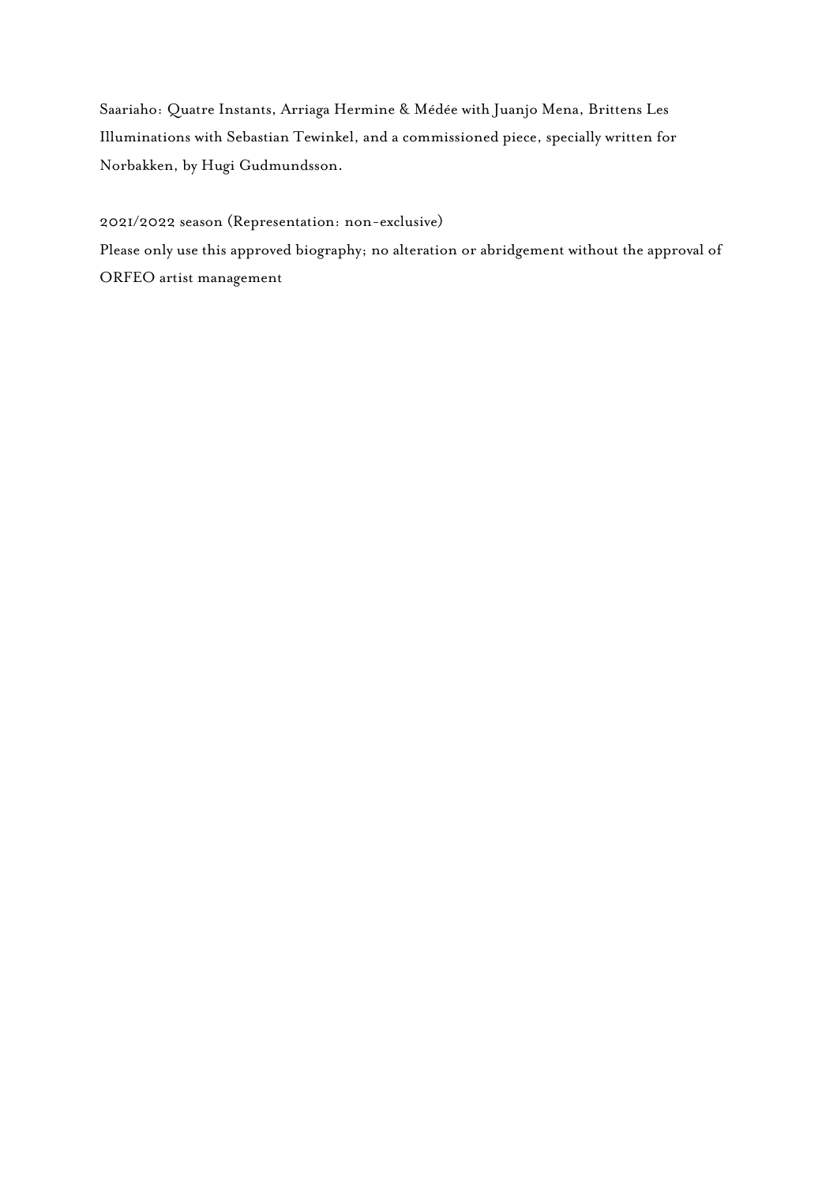Saariaho: Quatre Instants, Arriaga Hermine & Médée with Juanjo Mena, Brittens Les Illuminations with Sebastian Tewinkel, and a commissioned piece, specially written for Norbakken, by Hugi Gudmundsson.

2021/2022 season (Representation: non-exclusive)

Please only use this approved biography; no alteration or abridgement without the approval of ORFEO artist management